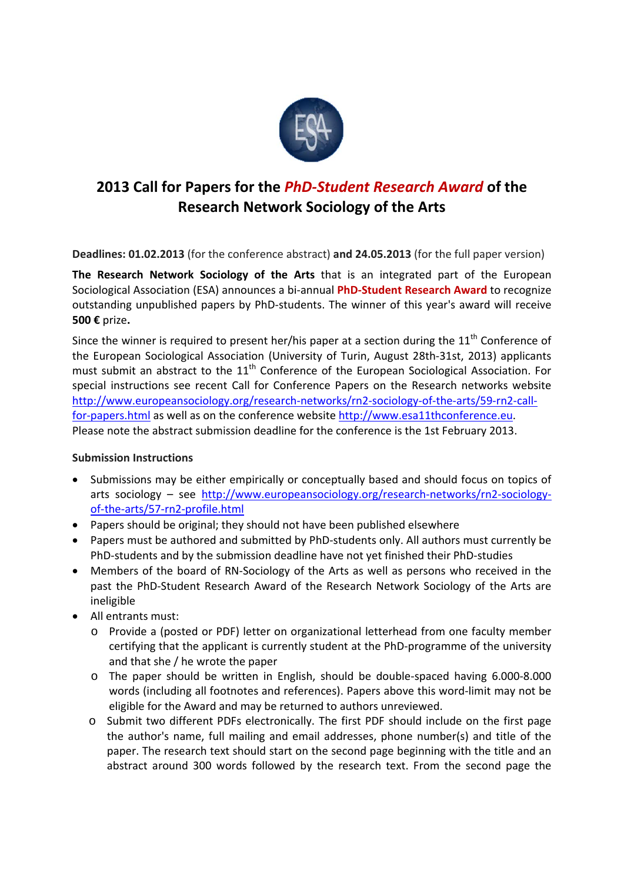# 2013 Call for Papers for the *PhD-Student Research Award* of the Research Network Sociology of the Arts

**Deadlines: 01.02.2013** (for the conference abstract) **and 24.05.2013** (for the full paper version)

**The Research Network Sociology of the Arts** that is an integrated part of the European Sociological Association (ESA) announces a bi-annual **PhD-Student Research Award** to recognize outstanding unpublished papers by PhD-students. The winner of this year's award will receive **500 €** prize**.**

Since the winner is required to present her/his paper at a section during the 11th Conference of the European Sociological Association (University of Turin, August 28th-31st, 2013) applicants must submit an abstract to the 11th Conference of the European Sociological Association. For special instructions see recent Call for Conference Papers on the Research networks website http://www.europeansociology.org/research-networks/rn2-sociology-of-the-arts/59-rn2-call-for-papers.html as well as on the conference website http://www.esa11thconference.eu. Please note the abstract submission deadline for the conference is the 1st February 2013.

**Submission Instructions**

- Submissions may be either empirically or conceptually based and should focus on topics of arts sociology – see http://www.europeansociology.org/research-networks/rn2-sociology-of-the-arts/57-rn2-profile.html
- Papers should be original; they should not have been published elsewhere
- Papers must be authored and submitted by PhD-students only. All authors must currently be PhD-students and by the submission deadline have not yet finished their PhD-studies
- Members of the board of RN-Sociology of the Arts as well as persons who received in the past the PhD-Student Research Award of the Research Network Sociology of the Arts are ineligible
- All entrants must:
  - Provide a (posted or PDF) letter on organizational letterhead from one faculty member certifying that the applicant is currently student at the PhD-programme of the university and that she / he wrote the paper
  - The paper should be written in English, should be double-spaced having 6.000-8.000 words (including all footnotes and references). Papers above this word-limit may not be eligible for the Award and may be returned to authors unreviewed.
  - Submit two different PDFs electronically. The first PDF should include on the first page the author's name, full mailing and email addresses, phone number(s) and title of the paper. The research text should start on the second page beginning with the title and an abstract around 300 words followed by the research text. From the second page the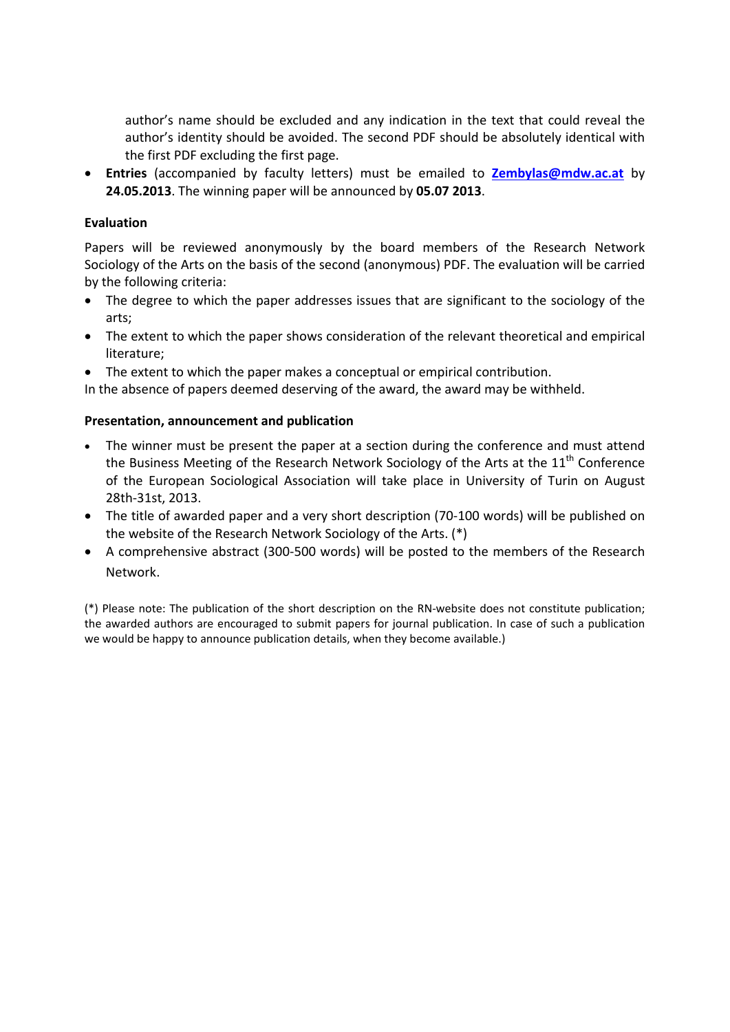author's name should be excluded and any indication in the text that could reveal the author's identity should be avoided. The second PDF should be absolutely identical with the first PDF excluding the first page.

- **Entries** (accompanied by faculty letters) must be emailed to **Zembylas@mdw.ac.at** by **24.05.2013**. The winning paper will be announced by **05.07 2013**.

**Evaluation**

Papers will be reviewed anonymously by the board members of the Research Network Sociology of the Arts on the basis of the second (anonymous) PDF. The evaluation will be carried by the following criteria:

- The degree to which the paper addresses issues that are significant to the sociology of the arts;
- The extent to which the paper shows consideration of the relevant theoretical and empirical literature;
- The extent to which the paper makes a conceptual or empirical contribution.

In the absence of papers deemed deserving of the award, the award may be withheld.

**Presentation, announcement and publication**

- The winner must be present the paper at a section during the conference and must attend the Business Meeting of the Research Network Sociology of the Arts at the 11th Conference of the European Sociological Association will take place in University of Turin on August 28th-31st, 2013.
- The title of awarded paper and a very short description (70-100 words) will be published on the website of the Research Network Sociology of the Arts. (*)
- A comprehensive abstract (300-500 words) will be posted to the members of the Research Network.

(*) Please note: The publication of the short description on the RN-website does not constitute publication; the awarded authors are encouraged to submit papers for journal publication. In case of such a publication we would be happy to announce publication details, when they become available.)